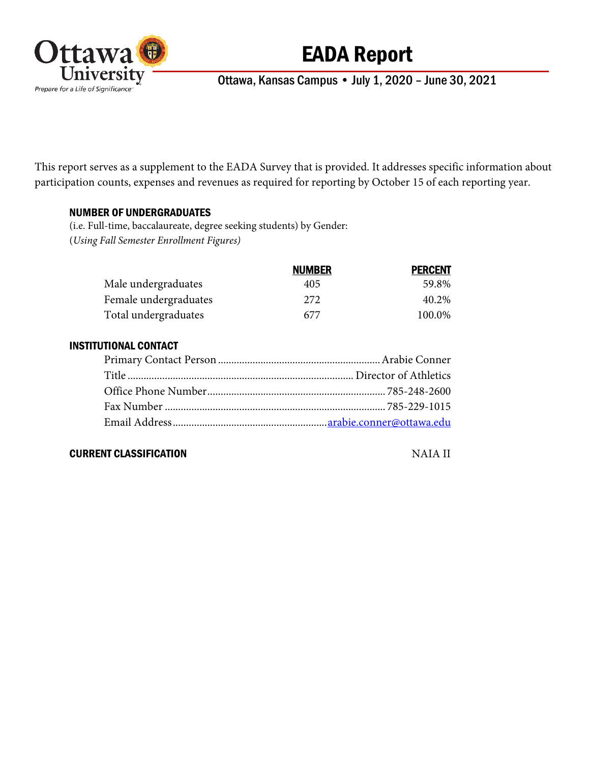Ottawa University

Prepare for a Life of Significance

# EADA Report

Ottawa, Kansas Campus • July 1, 2020 – June 30, 2021

This report serves as a supplement to the EADA Survey that is provided. It addresses specific information about participation counts, expenses and revenues as required for reporting by October 15 of each reporting year.

## NUMBER OF UNDERGRADUATES

(i.e. Full-time, baccalaureate, degree seeking students) by Gender:
(*Using Fall Semester Enrollment Figures)*

| | NUMBER | PERCENT |
|---|---|---|
| Male undergraduates | 405 | 59.8% |
| Female undergraduates | 272 | 40.2% |
| Total undergraduates | 677 | 100.0% |

## INSTITUTIONAL CONTACT

| | |
|---|---|
| Primary Contact Person | Arabie Conner |
| Title | Director of Athletics |
| Office Phone Number | 785-248-2600 |
| Fax Number | 785-229-1015 |
| Email Address | arabie.conner@ottawa.edu |

## CURRENT CLASSIFICATION

NAIA II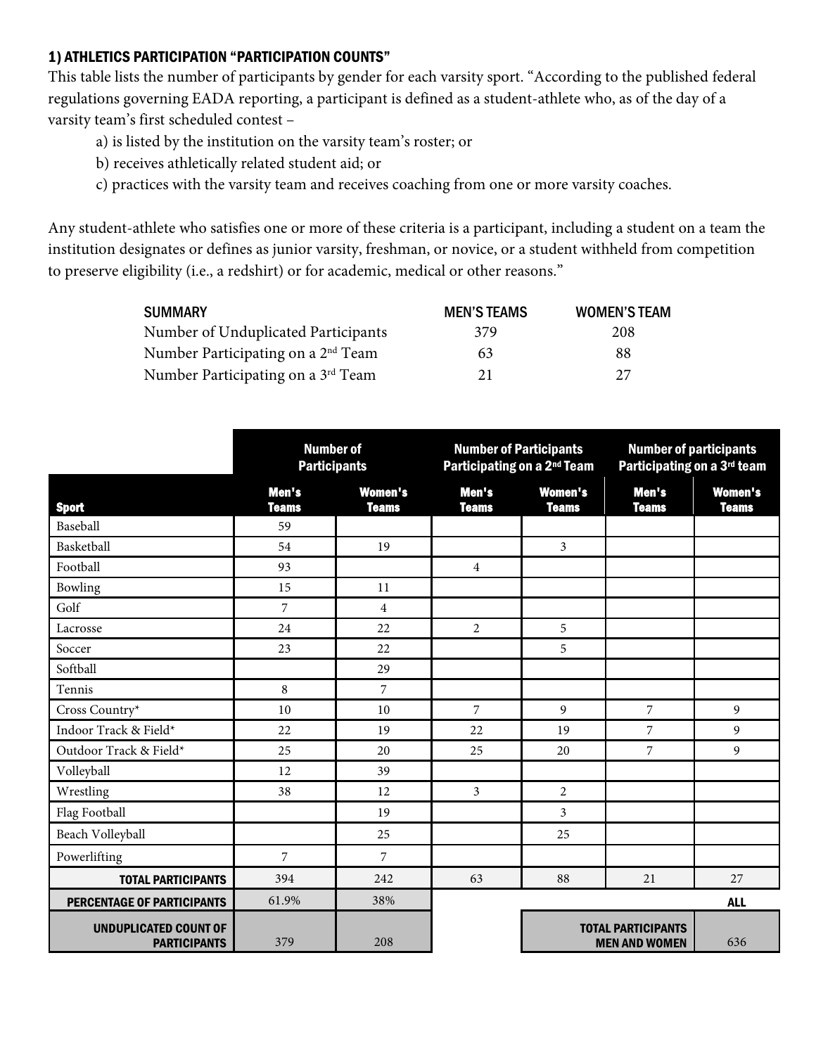### 1) ATHLETICS PARTICIPATION "PARTICIPATION COUNTS"

This table lists the number of participants by gender for each varsity sport. "According to the published federal regulations governing EADA reporting, a participant is defined as a student-athlete who, as of the day of a varsity team's first scheduled contest –

a) is listed by the institution on the varsity team's roster; or

b) receives athletically related student aid; or

c) practices with the varsity team and receives coaching from one or more varsity coaches.

Any student-athlete who satisfies one or more of these criteria is a participant, including a student on a team the institution designates or defines as junior varsity, freshman, or novice, or a student withheld from competition to preserve eligibility (i.e., a redshirt) or for academic, medical or other reasons."

| SUMMARY | MEN'S TEAMS | WOMEN'S TEAM |
|---|---|---|
| Number of Unduplicated Participants | 379 | 208 |
| Number Participating on a 2nd Team | 63 | 88 |
| Number Participating on a 3rd Team | 21 | 27 |

| | Number of Participants | | Number of Participants Participating on a 2nd Team | | Number of participants Participating on a 3rd team | |
|---|---|---|---|---|---|---|
| **Sport** | **Men's Teams** | **Women's Teams** | **Men's Teams** | **Women's Teams** | **Men's Teams** | **Women's Teams** |
| Baseball | 59 | | | | | |
| Basketball | 54 | 19 | | 3 | | |
| Football | 93 | | 4 | | | |
| Bowling | 15 | 11 | | | | |
| Golf | 7 | 4 | | | | |
| Lacrosse | 24 | 22 | 2 | 5 | | |
| Soccer | 23 | 22 | | 5 | | |
| Softball | | 29 | | | | |
| Tennis | 8 | 7 | | | | |
| Cross Country* | 10 | 10 | 7 | 9 | 7 | 9 |
| Indoor Track & Field* | 22 | 19 | 22 | 19 | 7 | 9 |
| Outdoor Track & Field* | 25 | 20 | 25 | 20 | 7 | 9 |
| Volleyball | 12 | 39 | | | | |
| Wrestling | 38 | 12 | 3 | 2 | | |
| Flag Football | | 19 | | 3 | | |
| Beach Volleyball | | 25 | | 25 | | |
| Powerlifting | 7 | 7 | | | | |
| **TOTAL PARTICIPANTS** | 394 | 242 | 63 | 88 | 21 | 27 |
| **PERCENTAGE OF PARTICIPANTS** | 61.9% | 38% | | | | **ALL** |
| **UNDUPLICATED COUNT OF PARTICIPANTS** | 379 | 208 | | | **TOTAL PARTICIPANTS MEN AND WOMEN** | 636 |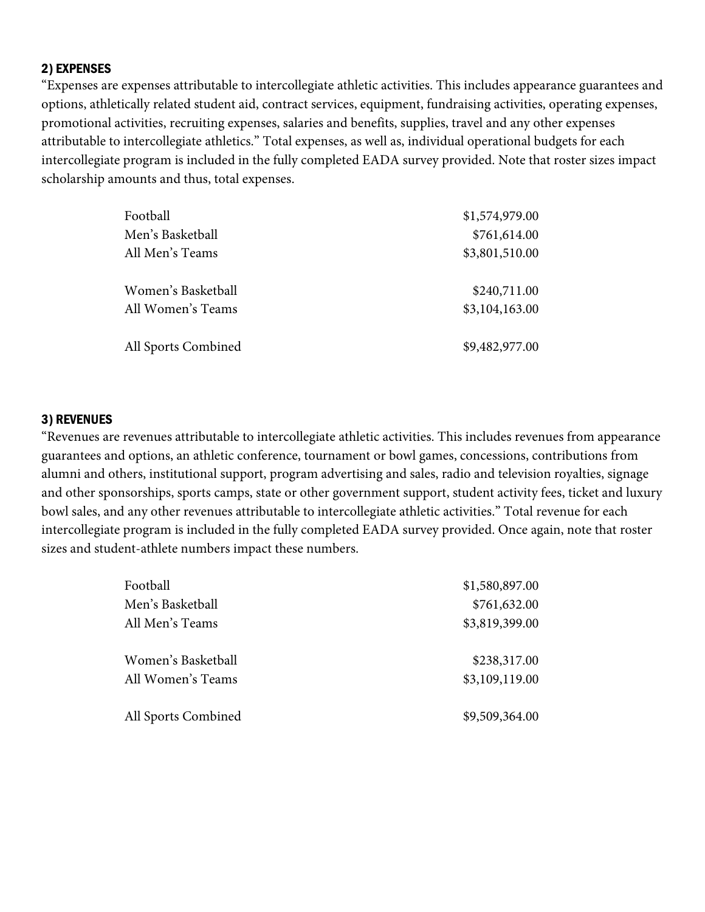### 2) EXPENSES

"Expenses are expenses attributable to intercollegiate athletic activities. This includes appearance guarantees and options, athletically related student aid, contract services, equipment, fundraising activities, operating expenses, promotional activities, recruiting expenses, salaries and benefits, supplies, travel and any other expenses attributable to intercollegiate athletics." Total expenses, as well as, individual operational budgets for each intercollegiate program is included in the fully completed EADA survey provided. Note that roster sizes impact scholarship amounts and thus, total expenses.

| | |
|---|---|
| Football | $1,574,979.00 |
| Men's Basketball | $761,614.00 |
| All Men's Teams | $3,801,510.00 |
| | |
| Women's Basketball | $240,711.00 |
| All Women's Teams | $3,104,163.00 |
| | |
| All Sports Combined | $9,482,977.00 |

### 3) REVENUES

"Revenues are revenues attributable to intercollegiate athletic activities. This includes revenues from appearance guarantees and options, an athletic conference, tournament or bowl games, concessions, contributions from alumni and others, institutional support, program advertising and sales, radio and television royalties, signage and other sponsorships, sports camps, state or other government support, student activity fees, ticket and luxury bowl sales, and any other revenues attributable to intercollegiate athletic activities." Total revenue for each intercollegiate program is included in the fully completed EADA survey provided. Once again, note that roster sizes and student-athlete numbers impact these numbers.

| | |
|---|---|
| Football | $1,580,897.00 |
| Men's Basketball | $761,632.00 |
| All Men's Teams | $3,819,399.00 |
| | |
| Women's Basketball | $238,317.00 |
| All Women's Teams | $3,109,119.00 |
| | |
| All Sports Combined | $9,509,364.00 |